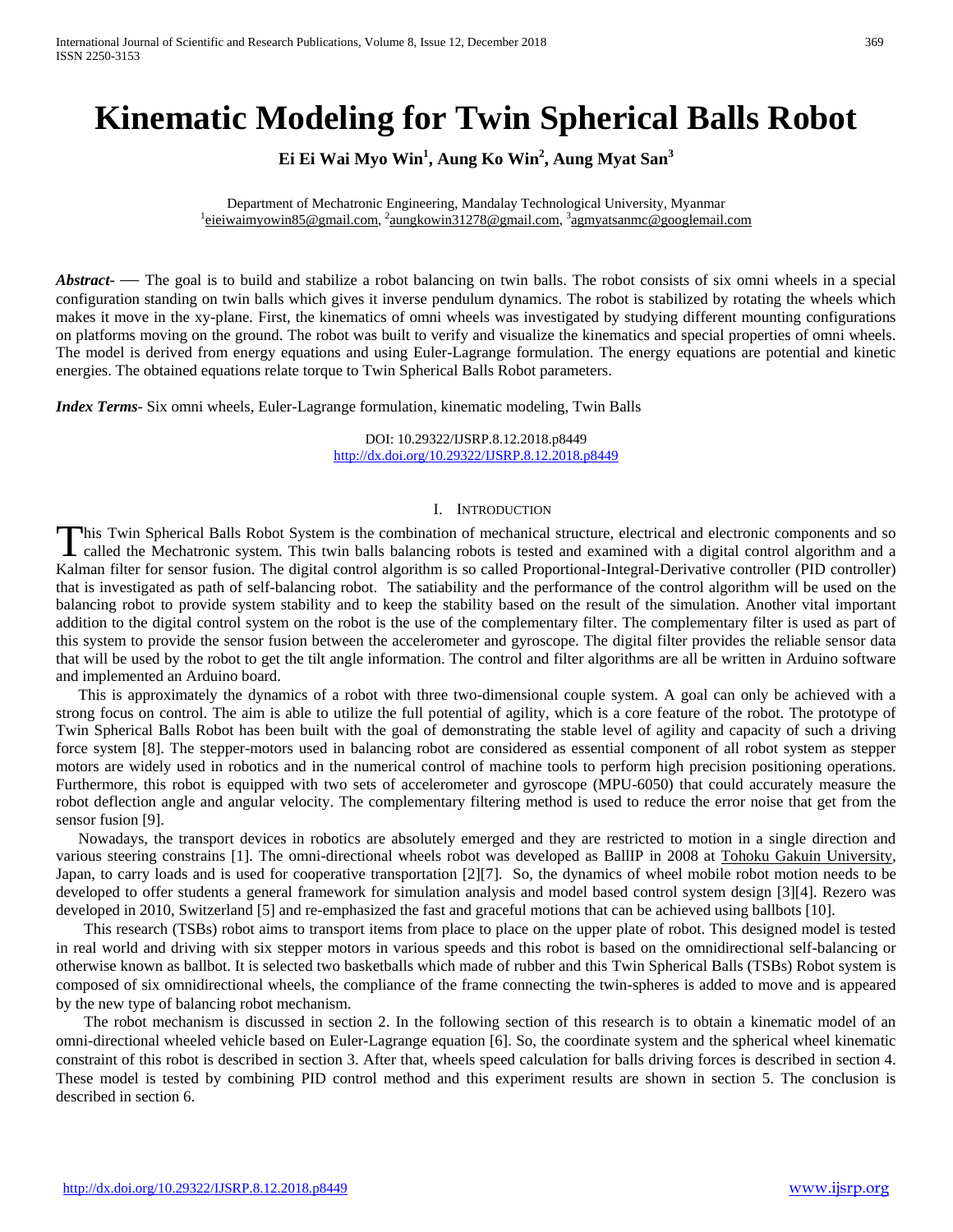# Kinematic Modeling for Twin Spherical Balls Robot

**Ei Ei Wai Myo Win[1], Aung Ko Win[2], Aung Myat San[3]**

Department of Mechatronic Engineering, Mandalay Technological University, Myanmar
[1]eieiwaimyowin85@gmail.com, [2]aungkowin31278@gmail.com, [3]agmyatsanmc@googlemail.com

***Abstract***- — The goal is to build and stabilize a robot balancing on twin balls. The robot consists of six omni wheels in a special configuration standing on twin balls which gives it inverse pendulum dynamics. The robot is stabilized by rotating the wheels which makes it move in the xy-plane. First, the kinematics of omni wheels was investigated by studying different mounting configurations on platforms moving on the ground. The robot was built to verify and visualize the kinematics and special properties of omni wheels. The model is derived from energy equations and using Euler-Lagrange formulation. The energy equations are potential and kinetic energies. The obtained equations relate torque to Twin Spherical Balls Robot parameters.

***Index Terms***- Six omni wheels, Euler-Lagrange formulation, kinematic modeling, Twin Balls

DOI: 10.29322/IJSRP.8.12.2018.p8449
http://dx.doi.org/10.29322/IJSRP.8.12.2018.p8449

## I. Introduction

This Twin Spherical Balls Robot System is the combination of mechanical structure, electrical and electronic components and so called the Mechatronic system. This twin balls balancing robots is tested and examined with a digital control algorithm and a Kalman filter for sensor fusion. The digital control algorithm is so called Proportional-Integral-Derivative controller (PID controller) that is investigated as path of self-balancing robot. The satiability and the performance of the control algorithm will be used on the balancing robot to provide system stability and to keep the stability based on the result of the simulation. Another vital important addition to the digital control system on the robot is the use of the complementary filter. The complementary filter is used as part of this system to provide the sensor fusion between the accelerometer and gyroscope. The digital filter provides the reliable sensor data that will be used by the robot to get the tilt angle information. The control and filter algorithms are all be written in Arduino software and implemented an Arduino board.

This is approximately the dynamics of a robot with three two-dimensional couple system. A goal can only be achieved with a strong focus on control. The aim is able to utilize the full potential of agility, which is a core feature of the robot. The prototype of Twin Spherical Balls Robot has been built with the goal of demonstrating the stable level of agility and capacity of such a driving force system [8]. The stepper-motors used in balancing robot are considered as essential component of all robot system as stepper motors are widely used in robotics and in the numerical control of machine tools to perform high precision positioning operations. Furthermore, this robot is equipped with two sets of accelerometer and gyroscope (MPU-6050) that could accurately measure the robot deflection angle and angular velocity. The complementary filtering method is used to reduce the error noise that get from the sensor fusion [9].

Nowadays, the transport devices in robotics are absolutely emerged and they are restricted to motion in a single direction and various steering constrains [1]. The omni-directional wheels robot was developed as BallIP in 2008 at Tohoku Gakuin University, Japan, to carry loads and is used for cooperative transportation [2][7]. So, the dynamics of wheel mobile robot motion needs to be developed to offer students a general framework for simulation analysis and model based control system design [3][4]. Rezero was developed in 2010, Switzerland [5] and re-emphasized the fast and graceful motions that can be achieved using ballbots [10].

This research (TSBs) robot aims to transport items from place to place on the upper plate of robot. This designed model is tested in real world and driving with six stepper motors in various speeds and this robot is based on the omnidirectional self-balancing or otherwise known as ballbot. It is selected two basketballs which made of rubber and this Twin Spherical Balls (TSBs) Robot system is composed of six omnidirectional wheels, the compliance of the frame connecting the twin-spheres is added to move and is appeared by the new type of balancing robot mechanism.

The robot mechanism is discussed in section 2. In the following section of this research is to obtain a kinematic model of an omni-directional wheeled vehicle based on Euler-Lagrange equation [6]. So, the coordinate system and the spherical wheel kinematic constraint of this robot is described in section 3. After that, wheels speed calculation for balls driving forces is described in section 4. These model is tested by combining PID control method and this experiment results are shown in section 5. The conclusion is described in section 6.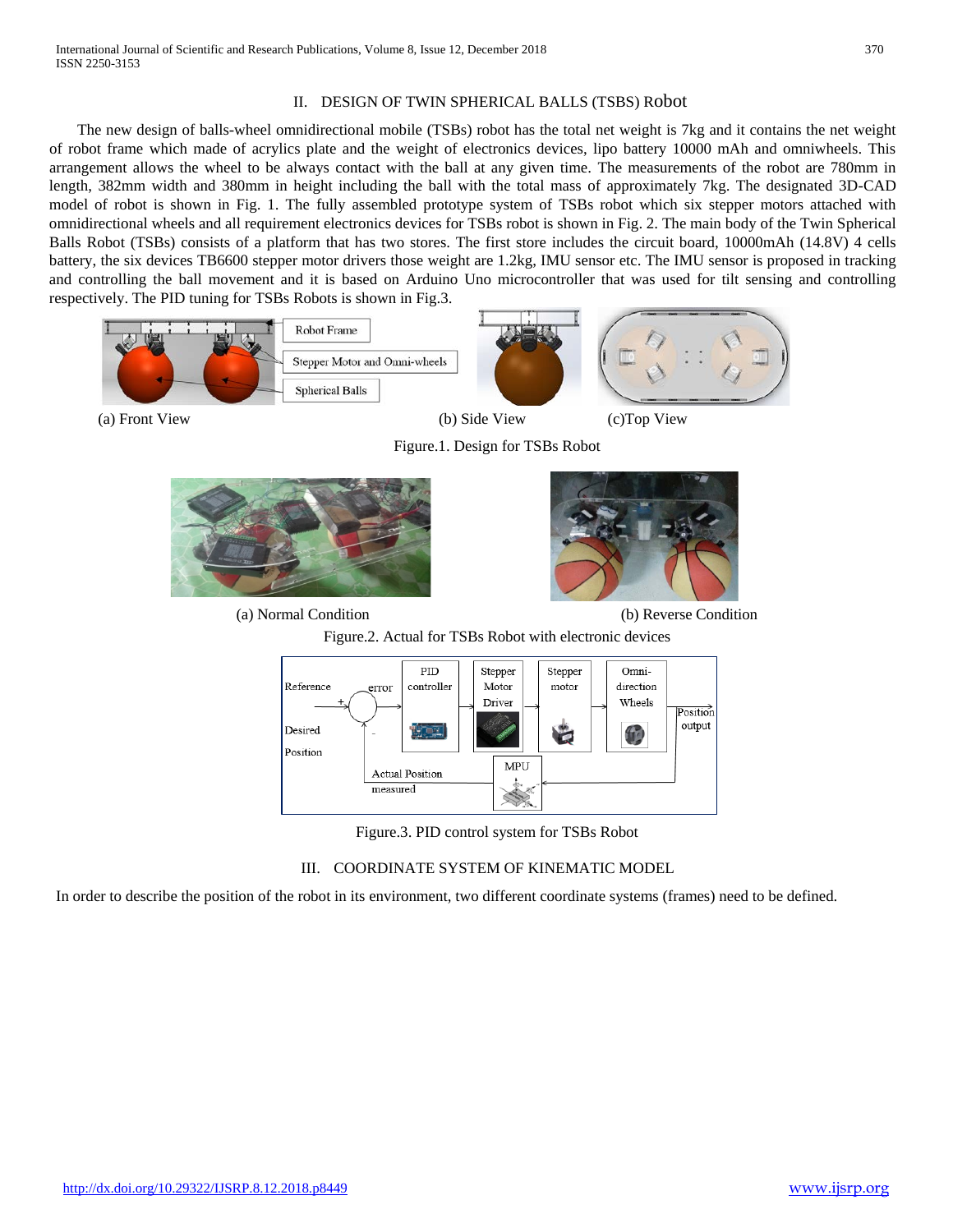## II. DESIGN OF TWIN SPHERICAL BALLS (TSBS) Robot

The new design of balls-wheel omnidirectional mobile (TSBs) robot has the total net weight is 7kg and it contains the net weight of robot frame which made of acrylics plate and the weight of electronics devices, lipo battery 10000 mAh and omniwheels. This arrangement allows the wheel to be always contact with the ball at any given time. The measurements of the robot are 780mm in length, 382mm width and 380mm in height including the ball with the total mass of approximately 7kg. The designated 3D-CAD model of robot is shown in Fig. 1. The fully assembled prototype system of TSBs robot which six stepper motors attached with omnidirectional wheels and all requirement electronics devices for TSBs robot is shown in Fig. 2. The main body of the Twin Spherical Balls Robot (TSBs) consists of a platform that has two stores. The first store includes the circuit board, 10000mAh (14.8V) 4 cells battery, the six devices TB6600 stepper motor drivers those weight are 1.2kg, IMU sensor etc. The IMU sensor is proposed in tracking and controlling the ball movement and it is based on Arduino Uno microcontroller that was used for tilt sensing and controlling respectively. The PID tuning for TSBs Robots is shown in Fig.3.

(a) Front View (b) Side View (c)Top View

Figure.1. Design for TSBs Robot

(a) Normal Condition (b) Reverse Condition

Figure.2. Actual for TSBs Robot with electronic devices

Figure.3. PID control system for TSBs Robot

## III. COORDINATE SYSTEM OF KINEMATIC MODEL

In order to describe the position of the robot in its environment, two different coordinate systems (frames) need to be defined.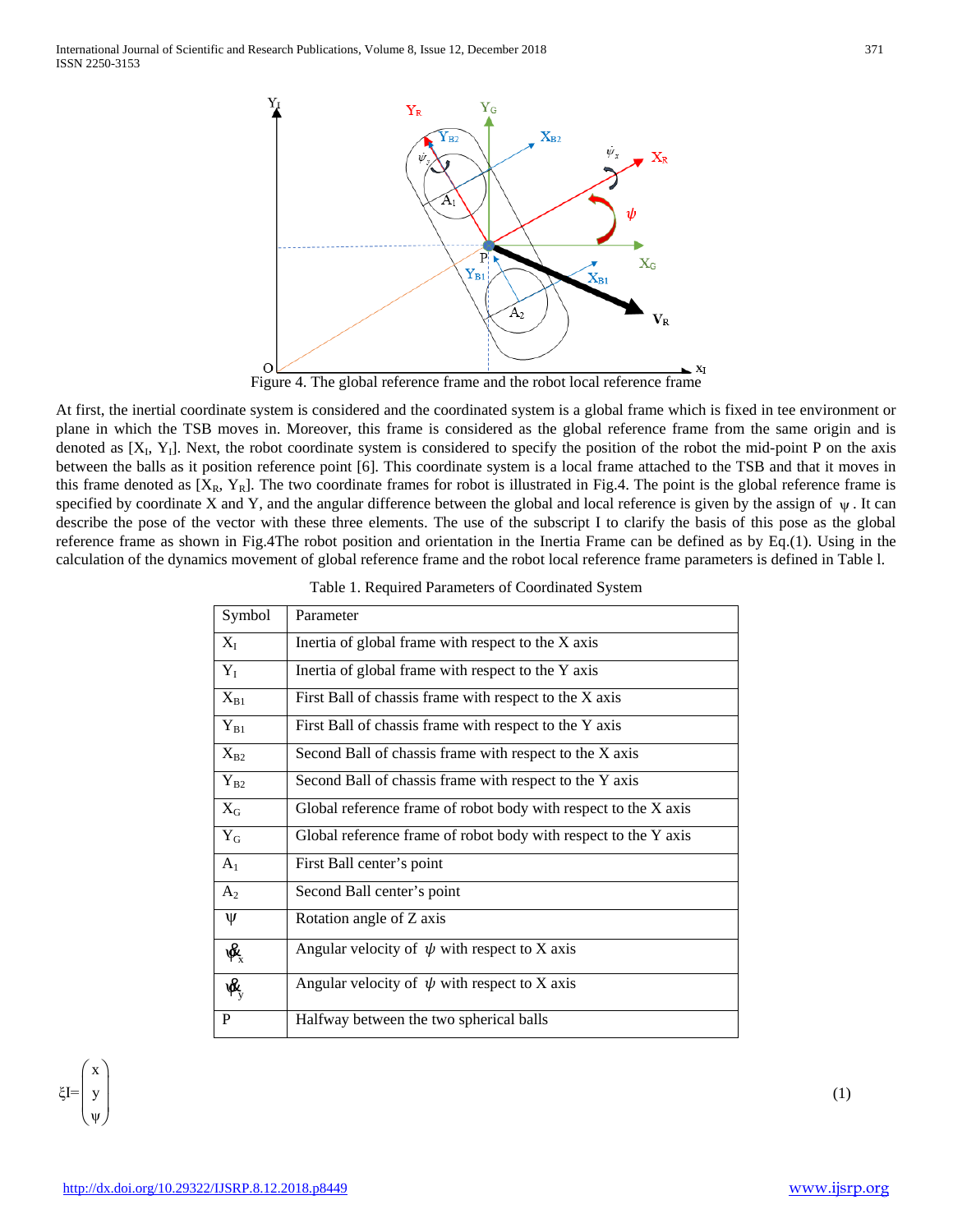Figure 4. The global reference frame and the robot local reference frame

At first, the inertial coordinate system is considered and the coordinated system is a global frame which is fixed in tee environment or plane in which the TSB moves in. Moreover, this frame is considered as the global reference frame from the same origin and is denoted as [$X_I$, $Y_I$]. Next, the robot coordinate system is considered to specify the position of the robot the mid-point P on the axis between the balls as it position reference point [6]. This coordinate system is a local frame attached to the TSB and that it moves in this frame denoted as [$X_R$, $Y_R$]. The two coordinate frames for robot is illustrated in Fig.4. The point is the global reference frame is specified by coordinate X and Y, and the angular difference between the global and local reference is given by the assign of $\psi$. It can describe the pose of the vector with these three elements. The use of the subscript I to clarify the basis of this pose as the global reference frame as shown in Fig.4The robot position and orientation in the Inertia Frame can be defined as by Eq.(1). Using in the calculation of the dynamics movement of global reference frame and the robot local reference frame parameters is defined in Table l.

Table 1. Required Parameters of Coordinated System

| Symbol | Parameter |
|---|---|
| $X_I$ | Inertia of global frame with respect to the X axis |
| $Y_I$ | Inertia of global frame with respect to the Y axis |
| $X_{B1}$ | First Ball of chassis frame with respect to the X axis |
| $Y_{B1}$ | First Ball of chassis frame with respect to the Y axis |
| $X_{B2}$ | Second Ball of chassis frame with respect to the X axis |
| $Y_{B2}$ | Second Ball of chassis frame with respect to the Y axis |
| $X_G$ | Global reference frame of robot body with respect to the X axis |
| $Y_G$ | Global reference frame of robot body with respect to the Y axis |
| $A_1$ | First Ball center's point |
| $A_2$ | Second Ball center's point |
| $\psi$ | Rotation angle of Z axis |
| $\dot{\psi}_x$ | Angular velocity of $\psi$ with respect to X axis |
| $\dot{\psi}_y$ | Angular velocity of $\psi$ with respect to X axis |
| P | Halfway between the two spherical balls |

$$\xi I = \begin{pmatrix} x \\ y \\ \psi \end{pmatrix} \tag{1}$$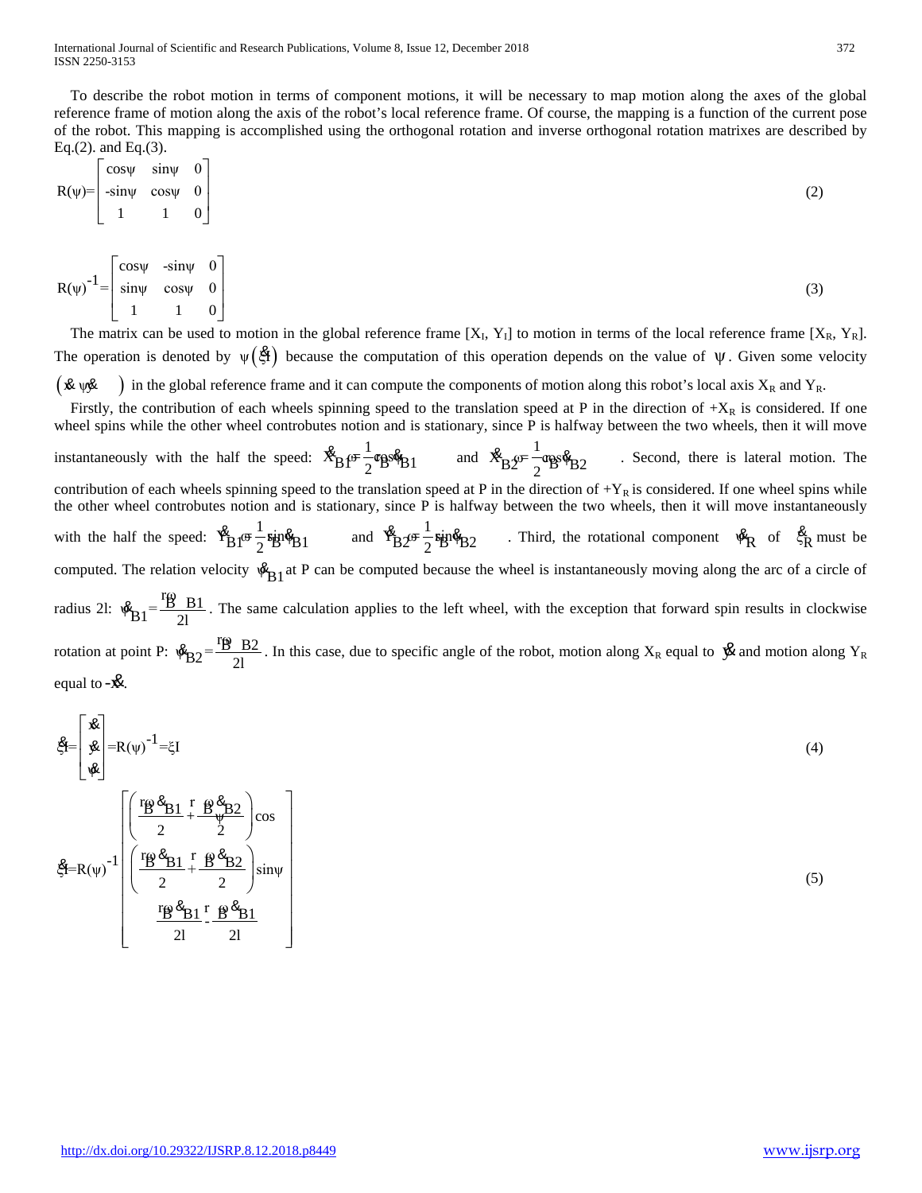To describe the robot motion in terms of component motions, it will be necessary to map motion along the axes of the global reference frame of motion along the axis of the robot's local reference frame. Of course, the mapping is a function of the current pose of the robot. This mapping is accomplished using the orthogonal rotation and inverse orthogonal rotation matrixes are described by Eq.(2). and Eq.(3).

$$R(\psi)=\begin{bmatrix} \cos\psi & \sin\psi & 0 \\ -\sin\psi & \cos\psi & 0 \\ 1 & 1 & 0 \end{bmatrix} \tag{2}$$

$$R(\psi)^{-1}=\begin{bmatrix} \cos\psi & -\sin\psi & 0 \\ \sin\psi & \cos\psi & 0 \\ 1 & 1 & 0 \end{bmatrix} \tag{3}$$

The matrix can be used to motion in the global reference frame $[X_I, Y_I]$ to motion in terms of the local reference frame $[X_R, Y_R]$. The operation is denoted by $\psi(\dot{\xi}_I)$ because the computation of this operation depends on the value of $\psi$. Given some velocity $(\dot{x}\ \dot{y}\ \dot{\psi})$ in the global reference frame and it can compute the components of motion along this robot's local axis $X_R$ and $Y_R$.

Firstly, the contribution of each wheels spinning speed to the translation speed at P in the direction of $+X_R$ is considered. If one wheel spins while the other wheel controbutes notion and is stationary, since P is halfway between the two wheels, then it will move instantaneously with the half the speed: $\dot{X}_{B1}=\frac{1}{2}r\dot{\varphi}_{B}\cos\dot{\psi}_{B1}$ and $\dot{X}_{B2}=\frac{1}{2}r\dot{\varphi}_{B}\cos\dot{\psi}_{B2}$. Second, there is lateral motion. The contribution of each wheels spinning speed to the translation speed at P in the direction of $+Y_R$ is considered. If one wheel spins while the other wheel controbutes notion and is stationary, since P is halfway between the two wheels, then it will move instantaneously with the half the speed: $\dot{Y}_{B1}=\frac{1}{2}r\dot{\varphi}_{B}\sin\dot{\psi}_{B1}$ and $\dot{Y}_{B2}=\frac{1}{2}r\dot{\varphi}_{B}\sin\dot{\psi}_{B2}$. Third, the rotational component $\dot{\psi}_R$ of $\dot{\xi}_R$ must be computed. The relation velocity $\dot{\psi}_{B1}$ at P can be computed because the wheel is instantaneously moving along the arc of a circle of radius 2l: $\dot{\psi}_{B1}=\frac{r\dot{\varphi}_{B1}}{2l}$. The same calculation applies to the left wheel, with the exception that forward spin results in clockwise rotation at point P: $\dot{\psi}_{B2}=\frac{r\dot{\varphi}_{B2}}{2l}$. In this case, due to specific angle of the robot, motion along $X_R$ equal to $\dot{y}$ and motion along $Y_R$ equal to $-\dot{x}$.

$$\dot{\xi}_I=\begin{bmatrix} \dot{x} \\ \dot{y} \\ \dot{\psi} \end{bmatrix}=R(\psi)^{-1}=\xi_I \tag{4}$$

$$\dot{\xi}_I=R(\psi)^{-1}\begin{bmatrix} \left(\frac{r\dot{\varphi}_{B1}}{2}+\frac{r\dot{\varphi}_{B2}}{2}\right)\cos\psi \\ \left(\frac{r\dot{\varphi}_{B1}}{2}+\frac{r\dot{\varphi}_{B2}}{2}\right)\sin\psi \\ \frac{r\dot{\varphi}_{B1}}{2l}-\frac{r\dot{\varphi}_{B1}}{2l} \end{bmatrix} \tag{5}$$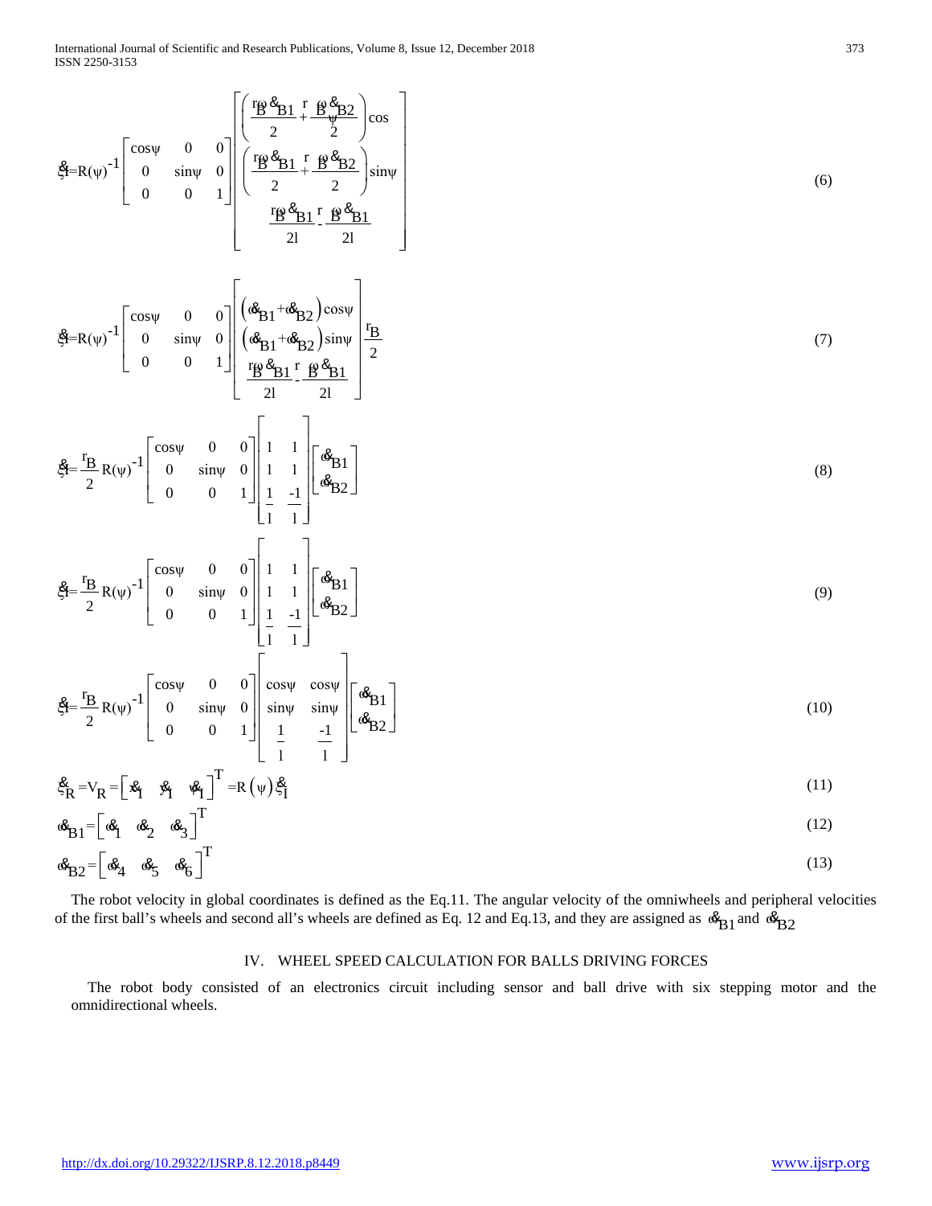$$\dot{\xi}_I = R(\psi)^{-1}\begin{bmatrix} \cos\psi & 0 & 0 \\ 0 & \sin\psi & 0 \\ 0 & 0 & 1 \end{bmatrix}\begin{bmatrix} \left(\frac{r_B\dot{\varphi}_{B1}}{2}+\frac{r_B\dot{\varphi}_{B2}}{2}\right)\cos\psi \\ \left(\frac{r_B\dot{\varphi}_{B1}}{2}+\frac{r_B\dot{\varphi}_{B2}}{2}\right)\sin\psi \\ \frac{r_B\dot{\varphi}_{B1}}{2l}-\frac{r_B\dot{\varphi}_{B1}}{2l} \end{bmatrix} \tag{6}$$

$$\dot{\xi}_I = R(\psi)^{-1}\begin{bmatrix} \cos\psi & 0 & 0 \\ 0 & \sin\psi & 0 \\ 0 & 0 & 1 \end{bmatrix}\begin{bmatrix} \left(\dot{\omega}_{B1}+\dot{\omega}_{B2}\right)\cos\psi \\ \left(\dot{\omega}_{B1}+\dot{\omega}_{B2}\right)\sin\psi \\ \frac{r_B\dot{\varphi}_{B1}}{2l}-\frac{r_B\dot{\varphi}_{B1}}{2l} \end{bmatrix}\frac{r_B}{2} \tag{7}$$

$$\dot{\xi}_I = \frac{r_B}{2}R(\psi)^{-1}\begin{bmatrix} \cos\psi & 0 & 0 \\ 0 & \sin\psi & 0 \\ 0 & 0 & 1 \end{bmatrix}\begin{bmatrix} 1 & 1 \\ 1 & 1 \\ \frac{1}{l} & \frac{-1}{l} \end{bmatrix}\begin{bmatrix} \dot{\omega}_{B1} \\ \dot{\omega}_{B2} \end{bmatrix} \tag{8}$$

$$\dot{\xi}_I = \frac{r_B}{2}R(\psi)^{-1}\begin{bmatrix} \cos\psi & 0 & 0 \\ 0 & \sin\psi & 0 \\ 0 & 0 & 1 \end{bmatrix}\begin{bmatrix} 1 & 1 \\ 1 & 1 \\ \frac{1}{l} & \frac{-1}{l} \end{bmatrix}\begin{bmatrix} \dot{\omega}_{B1} \\ \dot{\omega}_{B2} \end{bmatrix} \tag{9}$$

$$\dot{\xi}_I = \frac{r_B}{2}R(\psi)^{-1}\begin{bmatrix} \cos\psi & 0 & 0 \\ 0 & \sin\psi & 0 \\ 0 & 0 & 1 \end{bmatrix}\begin{bmatrix} \cos\psi & \cos\psi \\ \sin\psi & \sin\psi \\ \frac{1}{l} & \frac{-1}{l} \end{bmatrix}\begin{bmatrix} \dot{\omega}_{B1} \\ \dot{\omega}_{B2} \end{bmatrix} \tag{10}$$

$$\dot{\xi}_R = V_R = \begin{bmatrix} \dot{x}_I & \dot{y}_I & \dot{\psi}_I \end{bmatrix}^T = R(\psi)\dot{\xi}_I \tag{11}$$

$$\dot{\omega}_{B1} = \begin{bmatrix} \dot{\omega}_1 & \dot{\omega}_2 & \dot{\omega}_3 \end{bmatrix}^T \tag{12}$$

$$\dot{\omega}_{B2} = \begin{bmatrix} \dot{\omega}_4 & \dot{\omega}_5 & \dot{\omega}_6 \end{bmatrix}^T \tag{13}$$

The robot velocity in global coordinates is defined as the Eq.11. The angular velocity of the omniwheels and peripheral velocities of the first ball's wheels and second all's wheels are defined as Eq. 12 and Eq.13, and they are assigned as $\dot{\omega}_{B1}$ and $\dot{\omega}_{B2}$

## IV. WHEEL SPEED CALCULATION FOR BALLS DRIVING FORCES

The robot body consisted of an electronics circuit including sensor and ball drive with six stepping motor and the omnidirectional wheels.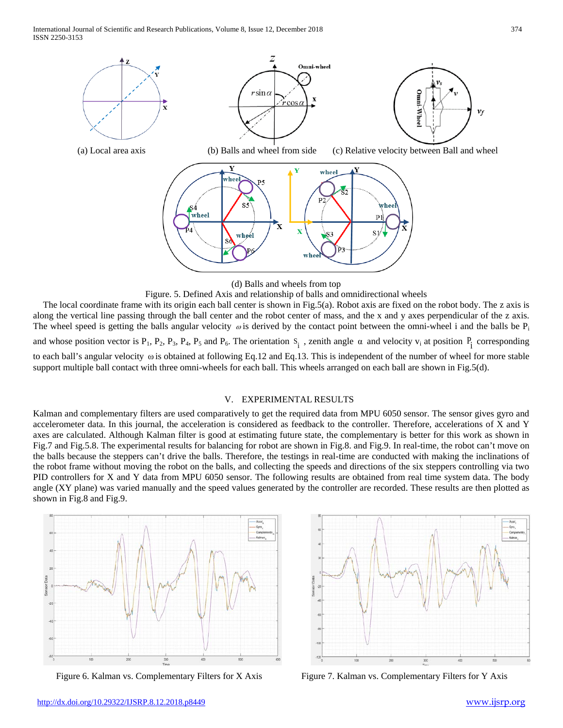(a) Local area axis

(b) Balls and wheel from side

(c) Relative velocity between Ball and wheel

(d) Balls and wheels from top

Figure. 5. Defined Axis and relationship of balls and omnidirectional wheels

The local coordinate frame with its origin each ball center is shown in Fig.5(a). Robot axis are fixed on the robot body. The z axis is along the vertical line passing through the ball center and the robot center of mass, and the x and y axes perpendicular of the z axis. The wheel speed is getting the balls angular velocity $\omega$ is derived by the contact point between the omni-wheel i and the balls be $P_i$ and whose position vector is $P_1$, $P_2$, $P_3$, $P_4$, $P_5$ and $P_6$. The orientation $S_i$, zenith angle $\alpha$ and velocity $v_i$ at position $P_i$ corresponding to each ball's angular velocity $\omega$ is obtained at following Eq.12 and Eq.13. This is independent of the number of wheel for more stable support multiple ball contact with three omni-wheels for each ball. This wheels arranged on each ball are shown in Fig.5(d).

## V. EXPERIMENTAL RESULTS

Kalman and complementary filters are used comparatively to get the required data from MPU 6050 sensor. The sensor gives gyro and accelerometer data. In this journal, the acceleration is considered as feedback to the controller. Therefore, accelerations of X and Y axes are calculated. Although Kalman filter is good at estimating future state, the complementary is better for this work as shown in Fig.7 and Fig.5.8. The experimental results for balancing for robot are shown in Fig.8. and Fig.9. In real-time, the robot can't move on the balls because the steppers can't drive the balls. Therefore, the testings in real-time are conducted with making the inclinations of the robot frame without moving the robot on the balls, and collecting the speeds and directions of the six steppers controlling via two PID controllers for X and Y data from MPU 6050 sensor. The following results are obtained from real time system data. The body angle (XY plane) was varied manually and the speed values generated by the controller are recorded. These results are then plotted as shown in Fig.8 and Fig.9.

Figure 6. Kalman vs. Complementary Filters for X Axis

Figure 7. Kalman vs. Complementary Filters for Y Axis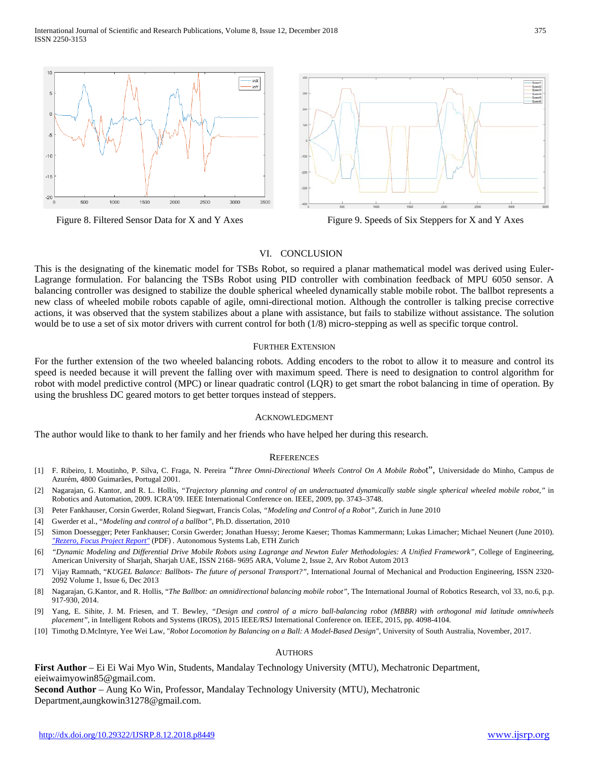Figure 8. Filtered Sensor Data for X and Y Axes

Figure 9. Speeds of Six Steppers for X and Y Axes

## VI. CONCLUSION

This is the designating of the kinematic model for TSBs Robot, so required a planar mathematical model was derived using Euler-Lagrange formulation. For balancing the TSBs Robot using PID controller with combination feedback of MPU 6050 sensor. A balancing controller was designed to stabilize the double spherical wheeled dynamically stable mobile robot. The ballbot represents a new class of wheeled mobile robots capable of agile, omni-directional motion. Although the controller is talking precise corrective actions, it was observed that the system stabilizes about a plane with assistance, but fails to stabilize without assistance. The solution would be to use a set of six motor drivers with current control for both (1/8) micro-stepping as well as specific torque control.

## FURTHER EXTENSION

For the further extension of the two wheeled balancing robots. Adding encoders to the robot to allow it to measure and control its speed is needed because it will prevent the falling over with maximum speed. There is need to designation to control algorithm for robot with model predictive control (MPC) or linear quadratic control (LQR) to get smart the robot balancing in time of operation. By using the brushless DC geared motors to get better torques instead of steppers.

## ACKNOWLEDGMENT

The author would like to thank to her family and her friends who have helped her during this research.

## REFERENCES

[1] F. Ribeiro, I. Moutinho, P. Silva, C. Fraga, N. Pereira "*Three Omni-Directional Wheels Control On A Mobile Robot*", Universidade do Minho, Campus de Azurém, 4800 Guimarães, Portugal 2001.

[2] Nagarajan, G. Kantor, and R. L. Hollis, *"Trajectory planning and control of an underactuated dynamically stable single spherical wheeled mobile robot,"* in Robotics and Automation, 2009. ICRA'09. IEEE International Conference on. IEEE, 2009, pp. 3743–3748.

[3] Peter Fankhauser, Corsin Gwerder, Roland Siegwart, Francis Colas, *"Modeling and Control of a Robot"*, Zurich in June 2010

[4] Gwerder et al., *"Modeling and control of a ballbot"*, Ph.D. dissertation, 2010

[5] Simon Doessegger; Peter Fankhauser; Corsin Gwerder; Jonathan Huessy; Jerome Kaeser; Thomas Kammermann; Lukas Limacher; Michael Neunert (June 2010). *"Rezero, Focus Project Report"* (PDF) . Autonomous Systems Lab, ETH Zurich

[6] *"Dynamic Modeling and Differential Drive Mobile Robots using Lagrange and Newton Euler Methodologies: A Unified Framework"*, College of Engineering, American University of Sharjah, Sharjah UAE, ISSN 2168- 9695 ARA, Volume 2, Issue 2, Arv Robot Autom 2013

[7] Vijay Ramnath, *"KUGEL Balance: Ballbots- The future of personal Transport?"*, International Journal of Mechanical and Production Engineering, ISSN 2320-2092 Volume 1, Issue 6, Dec 2013

[8] Nagarajan, G.Kantor, and R. Hollis, *"The Ballbot: an omnidirectional balancing mobile robot"*, The International Journal of Robotics Research, vol 33, no.6, p.p. 917-930, 2014.

[9] Yang, E. Sihite, J. M. Friesen, and T. Bewley, *"Design and control of a micro ball-balancing robot (MBBR) with orthogonal mid latitude omniwheels placement"*, in Intelligent Robots and Systems (IROS), 2015 IEEE/RSJ International Conference on. IEEE, 2015, pp. 4098-4104.

[10] Timothg D.McIntyre, Yee Wei Law, "*Robot Locomotion by Balancing on a Ball: A Model-Based Design*", University of South Australia, November, 2017.

## AUTHORS

**First Author** – Ei Ei Wai Myo Win, Students, Mandalay Technology University (MTU), Mechatronic Department, eieiwaimyowin85@gmail.com.

**Second Author** – Aung Ko Win, Professor, Mandalay Technology University (MTU), Mechatronic Department,aungkowin31278@gmail.com.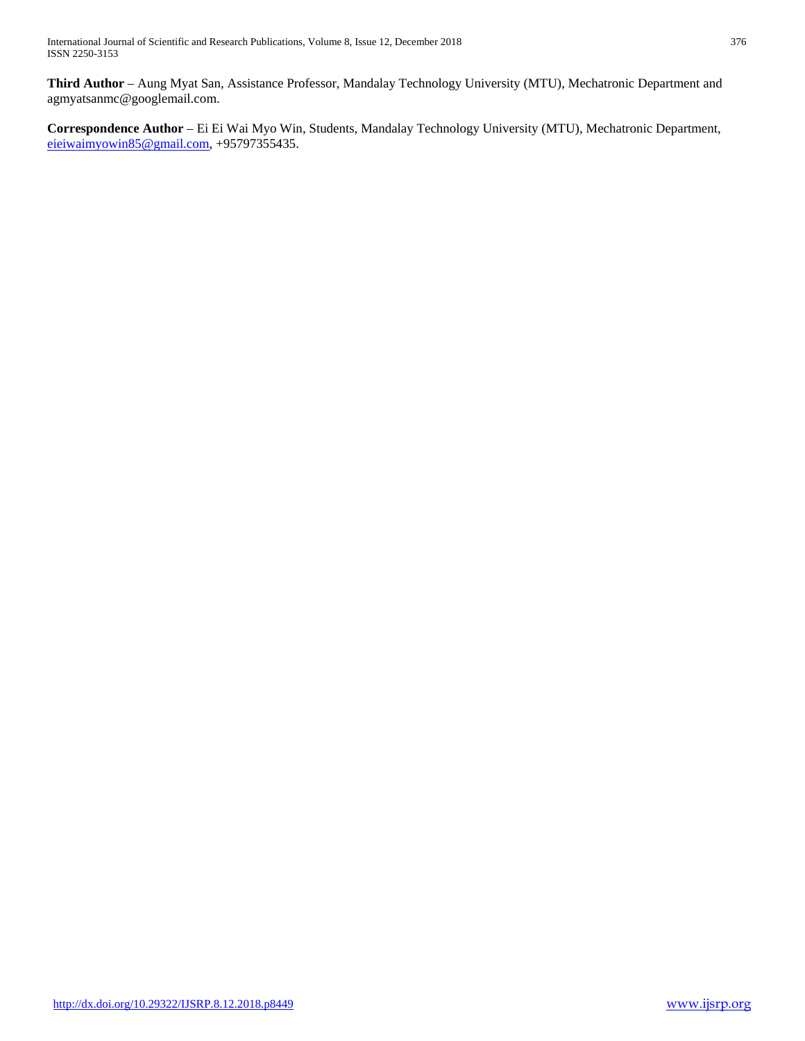**Third Author** – Aung Myat San, Assistance Professor, Mandalay Technology University (MTU), Mechatronic Department and agmyatsanmc@googlemail.com.

**Correspondence Author** – Ei Ei Wai Myo Win, Students, Mandalay Technology University (MTU), Mechatronic Department, eieiwaimyowin85@gmail.com, +95797355435.